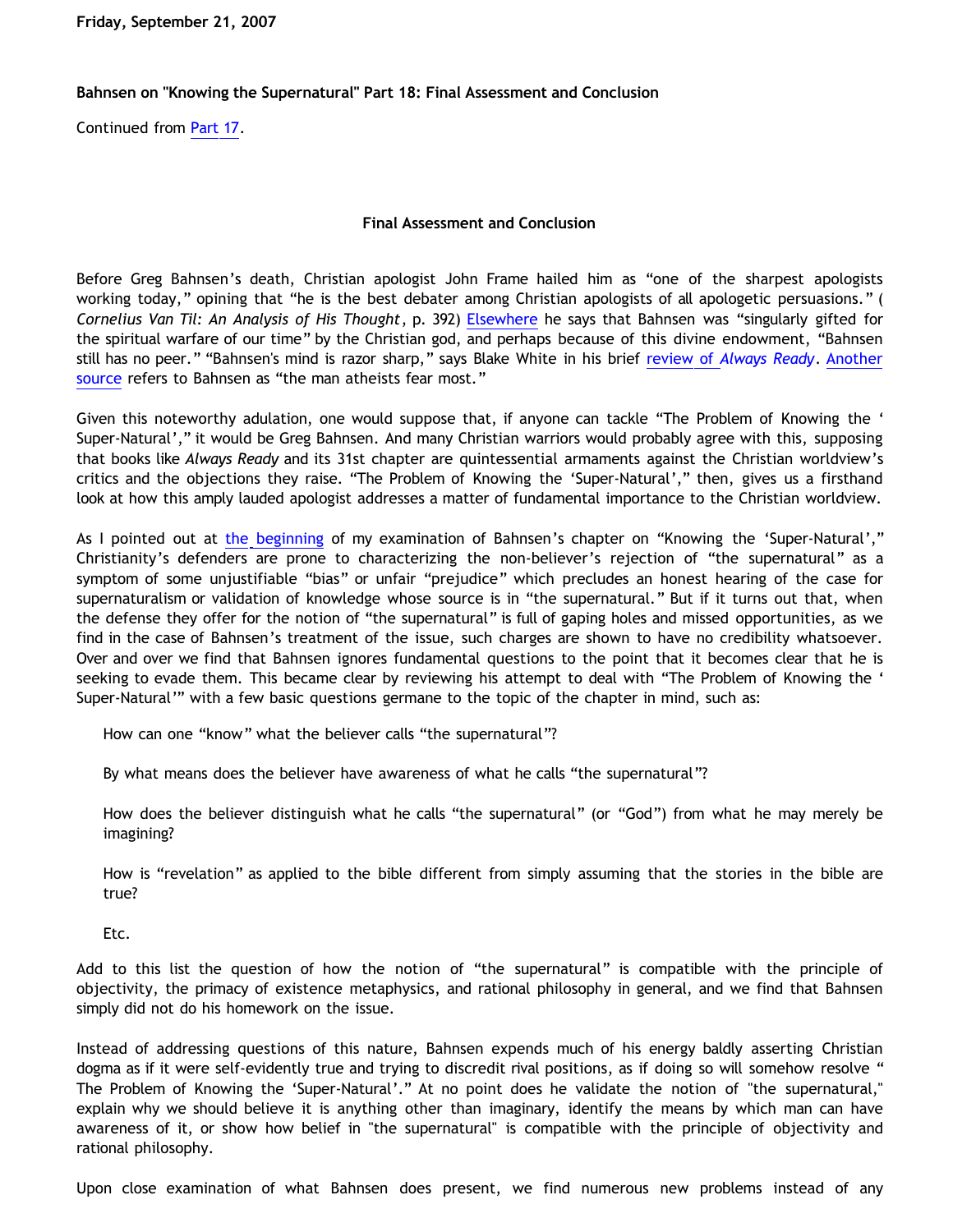Friday, September 21, 2007

**Bahnsen on "Knowing the Supernatural" Part 18: Final Assessment and Conclusion**

Continued from Part 17.

**Final Assessment and Conclusion**

Before Greg Bahnsen's death, Christian apologist John Frame hailed him as "one of the sharpest apologists working today," opining that "he is the best debater among Christian apologists of all apologetic persuasions." (*Cornelius Van Til: An Analysis of His Thought*, p. 392) Elsewhere he says that Bahnsen was "singularly gifted for the spiritual warfare of our time" by the Christian god, and perhaps because of this divine endowment, "Bahnsen still has no peer." "Bahnsen's mind is razor sharp," says Blake White in his brief review of *Always Ready*. Another source refers to Bahnsen as "the man atheists fear most."

Given this noteworthy adulation, one would suppose that, if anyone can tackle "The Problem of Knowing the 'Super-Natural'," it would be Greg Bahnsen. And many Christian warriors would probably agree with this, supposing that books like *Always Ready* and its 31st chapter are quintessential armaments against the Christian worldview's critics and the objections they raise. "The Problem of Knowing the 'Super-Natural'," then, gives us a firsthand look at how this amply lauded apologist addresses a matter of fundamental importance to the Christian worldview.

As I pointed out at the beginning of my examination of Bahnsen's chapter on "Knowing the 'Super-Natural'," Christianity's defenders are prone to characterizing the non-believer's rejection of "the supernatural" as a symptom of some unjustifiable "bias" or unfair "prejudice" which precludes an honest hearing of the case for supernaturalism or validation of knowledge whose source is in "the supernatural." But if it turns out that, when the defense they offer for the notion of "the supernatural" is full of gaping holes and missed opportunities, as we find in the case of Bahnsen's treatment of the issue, such charges are shown to have no credibility whatsoever. Over and over we find that Bahnsen ignores fundamental questions to the point that it becomes clear that he is seeking to evade them. This became clear by reviewing his attempt to deal with "The Problem of Knowing the 'Super-Natural'" with a few basic questions germane to the topic of the chapter in mind, such as:

> How can one "know" what the believer calls "the supernatural"?
>
> By what means does the believer have awareness of what he calls "the supernatural"?
>
> How does the believer distinguish what he calls "the supernatural" (or "God") from what he may merely be imagining?
>
> How is "revelation" as applied to the bible different from simply assuming that the stories in the bible are true?
>
> Etc.

Add to this list the question of how the notion of "the supernatural" is compatible with the principle of objectivity, the primacy of existence metaphysics, and rational philosophy in general, and we find that Bahnsen simply did not do his homework on the issue.

Instead of addressing questions of this nature, Bahnsen expends much of his energy baldly asserting Christian dogma as if it were self-evidently true and trying to discredit rival positions, as if doing so will somehow resolve "The Problem of Knowing the 'Super-Natural'." At no point does he validate the notion of "the supernatural," explain why we should believe it is anything other than imaginary, identify the means by which man can have awareness of it, or show how belief in "the supernatural" is compatible with the principle of objectivity and rational philosophy.

Upon close examination of what Bahnsen does present, we find numerous new problems instead of any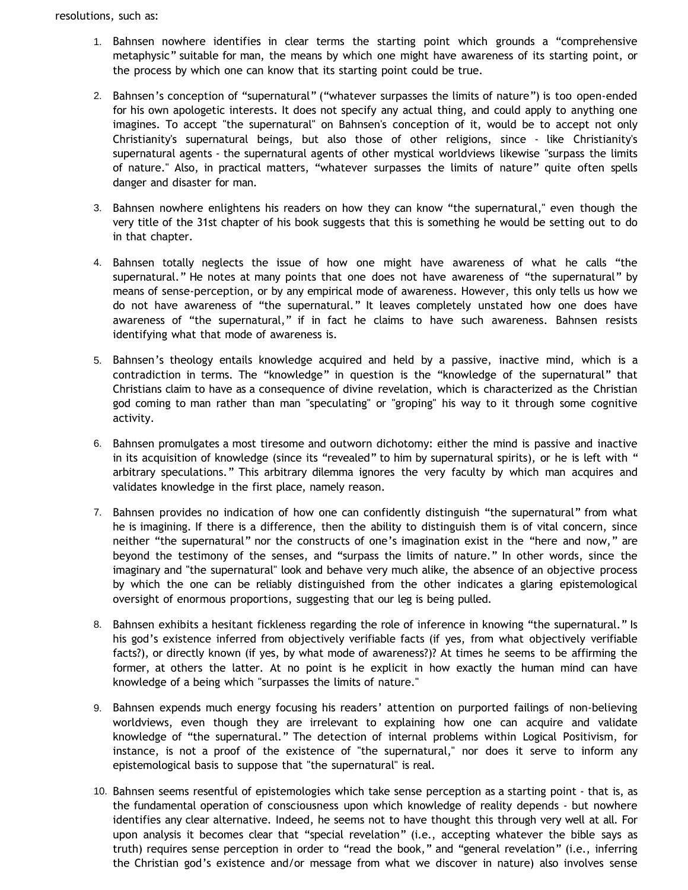resolutions, such as:

1. Bahnsen nowhere identifies in clear terms the starting point which grounds a "comprehensive metaphysic" suitable for man, the means by which one might have awareness of its starting point, or the process by which one can know that its starting point could be true.

2. Bahnsen's conception of "supernatural" ("whatever surpasses the limits of nature") is too open-ended for his own apologetic interests. It does not specify any actual thing, and could apply to anything one imagines. To accept "the supernatural" on Bahnsen's conception of it, would be to accept not only Christianity's supernatural beings, but also those of other religions, since - like Christianity's supernatural agents - the supernatural agents of other mystical worldviews likewise "surpass the limits of nature." Also, in practical matters, "whatever surpasses the limits of nature" quite often spells danger and disaster for man.

3. Bahnsen nowhere enlightens his readers on how they can know "the supernatural," even though the very title of the 31st chapter of his book suggests that this is something he would be setting out to do in that chapter.

4. Bahnsen totally neglects the issue of how one might have awareness of what he calls "the supernatural." He notes at many points that one does not have awareness of "the supernatural" by means of sense-perception, or by any empirical mode of awareness. However, this only tells us how we do not have awareness of "the supernatural." It leaves completely unstated how one does have awareness of "the supernatural," if in fact he claims to have such awareness. Bahnsen resists identifying what that mode of awareness is.

5. Bahnsen's theology entails knowledge acquired and held by a passive, inactive mind, which is a contradiction in terms. The "knowledge" in question is the "knowledge of the supernatural" that Christians claim to have as a consequence of divine revelation, which is characterized as the Christian god coming to man rather than man "speculating" or "groping" his way to it through some cognitive activity.

6. Bahnsen promulgates a most tiresome and outworn dichotomy: either the mind is passive and inactive in its acquisition of knowledge (since its "revealed" to him by supernatural spirits), or he is left with " arbitrary speculations." This arbitrary dilemma ignores the very faculty by which man acquires and validates knowledge in the first place, namely reason.

7. Bahnsen provides no indication of how one can confidently distinguish "the supernatural" from what he is imagining. If there is a difference, then the ability to distinguish them is of vital concern, since neither "the supernatural" nor the constructs of one's imagination exist in the "here and now," are beyond the testimony of the senses, and "surpass the limits of nature." In other words, since the imaginary and "the supernatural" look and behave very much alike, the absence of an objective process by which the one can be reliably distinguished from the other indicates a glaring epistemological oversight of enormous proportions, suggesting that our leg is being pulled.

8. Bahnsen exhibits a hesitant fickleness regarding the role of inference in knowing "the supernatural." Is his god's existence inferred from objectively verifiable facts (if yes, from what objectively verifiable facts?), or directly known (if yes, by what mode of awareness?)? At times he seems to be affirming the former, at others the latter. At no point is he explicit in how exactly the human mind can have knowledge of a being which "surpasses the limits of nature."

9. Bahnsen expends much energy focusing his readers' attention on purported failings of non-believing worldviews, even though they are irrelevant to explaining how one can acquire and validate knowledge of "the supernatural." The detection of internal problems within Logical Positivism, for instance, is not a proof of the existence of "the supernatural," nor does it serve to inform any epistemological basis to suppose that "the supernatural" is real.

10. Bahnsen seems resentful of epistemologies which take sense perception as a starting point - that is, as the fundamental operation of consciousness upon which knowledge of reality depends - but nowhere identifies any clear alternative. Indeed, he seems not to have thought this through very well at all. For upon analysis it becomes clear that "special revelation" (i.e., accepting whatever the bible says as truth) requires sense perception in order to "read the book," and "general revelation" (i.e., inferring the Christian god's existence and/or message from what we discover in nature) also involves sense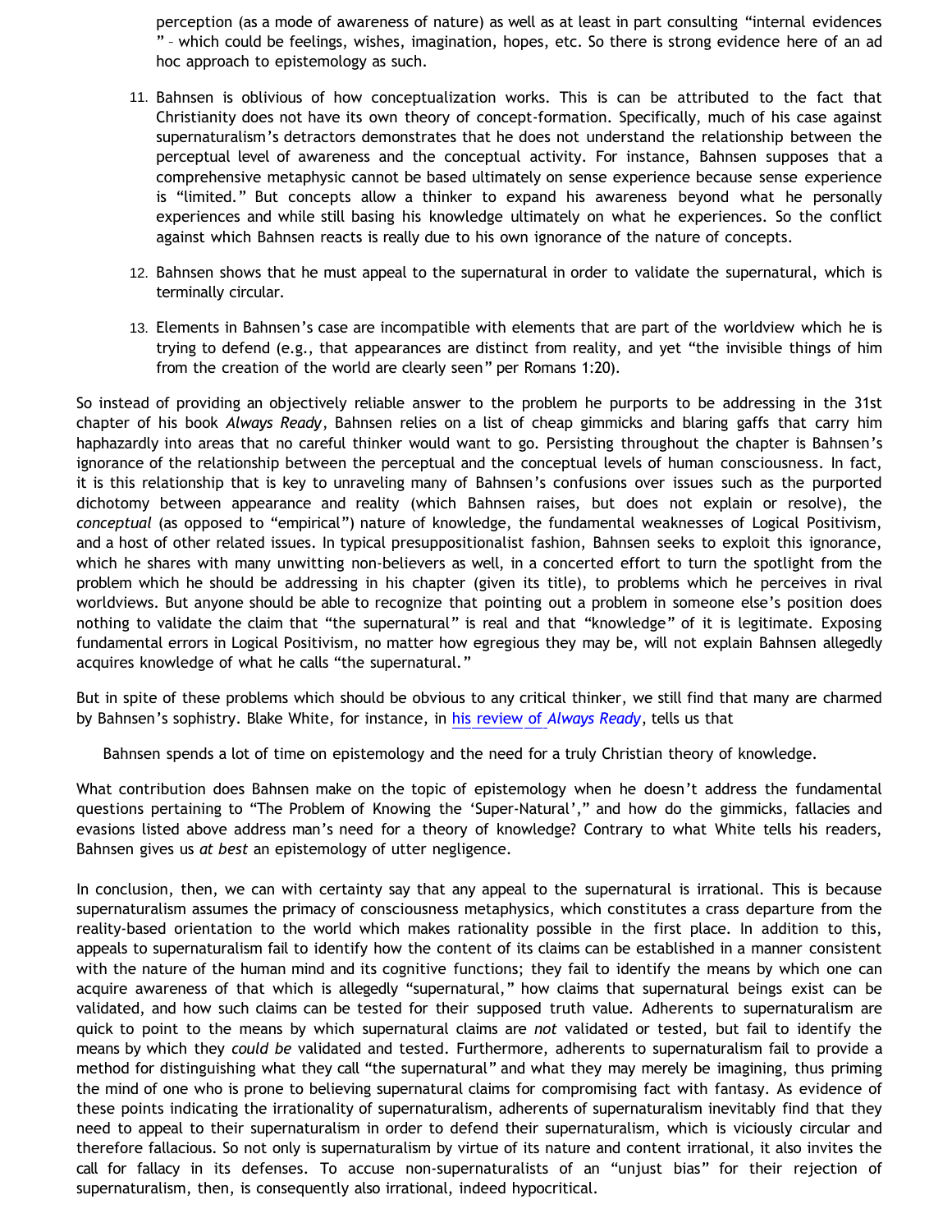perception (as a mode of awareness of nature) as well as at least in part consulting "internal evidences " – which could be feelings, wishes, imagination, hopes, etc. So there is strong evidence here of an ad hoc approach to epistemology as such.

11. Bahnsen is oblivious of how conceptualization works. This is can be attributed to the fact that Christianity does not have its own theory of concept-formation. Specifically, much of his case against supernaturalism's detractors demonstrates that he does not understand the relationship between the perceptual level of awareness and the conceptual activity. For instance, Bahnsen supposes that a comprehensive metaphysic cannot be based ultimately on sense experience because sense experience is "limited." But concepts allow a thinker to expand his awareness beyond what he personally experiences and while still basing his knowledge ultimately on what he experiences. So the conflict against which Bahnsen reacts is really due to his own ignorance of the nature of concepts.

12. Bahnsen shows that he must appeal to the supernatural in order to validate the supernatural, which is terminally circular.

13. Elements in Bahnsen's case are incompatible with elements that are part of the worldview which he is trying to defend (e.g., that appearances are distinct from reality, and yet "the invisible things of him from the creation of the world are clearly seen" per Romans 1:20).

So instead of providing an objectively reliable answer to the problem he purports to be addressing in the 31st chapter of his book *Always Ready*, Bahnsen relies on a list of cheap gimmicks and blaring gaffs that carry him haphazardly into areas that no careful thinker would want to go. Persisting throughout the chapter is Bahnsen's ignorance of the relationship between the perceptual and the conceptual levels of human consciousness. In fact, it is this relationship that is key to unraveling many of Bahnsen's confusions over issues such as the purported dichotomy between appearance and reality (which Bahnsen raises, but does not explain or resolve), the *conceptual* (as opposed to "empirical") nature of knowledge, the fundamental weaknesses of Logical Positivism, and a host of other related issues. In typical presuppositionalist fashion, Bahnsen seeks to exploit this ignorance, which he shares with many unwitting non-believers as well, in a concerted effort to turn the spotlight from the problem which he should be addressing in his chapter (given its title), to problems which he perceives in rival worldviews. But anyone should be able to recognize that pointing out a problem in someone else's position does nothing to validate the claim that "the supernatural" is real and that "knowledge" of it is legitimate. Exposing fundamental errors in Logical Positivism, no matter how egregious they may be, will not explain Bahnsen allegedly acquires knowledge of what he calls "the supernatural."

But in spite of these problems which should be obvious to any critical thinker, we still find that many are charmed by Bahnsen's sophistry. Blake White, for instance, in his review of *Always Ready*, tells us that

> Bahnsen spends a lot of time on epistemology and the need for a truly Christian theory of knowledge.

What contribution does Bahnsen make on the topic of epistemology when he doesn't address the fundamental questions pertaining to "The Problem of Knowing the 'Super-Natural'," and how do the gimmicks, fallacies and evasions listed above address man's need for a theory of knowledge? Contrary to what White tells his readers, Bahnsen gives us *at best* an epistemology of utter negligence.

In conclusion, then, we can with certainty say that any appeal to the supernatural is irrational. This is because supernaturalism assumes the primacy of consciousness metaphysics, which constitutes a crass departure from the reality-based orientation to the world which makes rationality possible in the first place. In addition to this, appeals to supernaturalism fail to identify how the content of its claims can be established in a manner consistent with the nature of the human mind and its cognitive functions; they fail to identify the means by which one can acquire awareness of that which is allegedly "supernatural," how claims that supernatural beings exist can be validated, and how such claims can be tested for their supposed truth value. Adherents to supernaturalism are quick to point to the means by which supernatural claims are *not* validated or tested, but fail to identify the means by which they *could be* validated and tested. Furthermore, adherents to supernaturalism fail to provide a method for distinguishing what they call "the supernatural" and what they may merely be imagining, thus priming the mind of one who is prone to believing supernatural claims for compromising fact with fantasy. As evidence of these points indicating the irrationality of supernaturalism, adherents of supernaturalism inevitably find that they need to appeal to their supernaturalism in order to defend their supernaturalism, which is viciously circular and therefore fallacious. So not only is supernaturalism by virtue of its nature and content irrational, it also invites the call for fallacy in its defenses. To accuse non-supernaturalists of an "unjust bias" for their rejection of supernaturalism, then, is consequently also irrational, indeed hypocritical.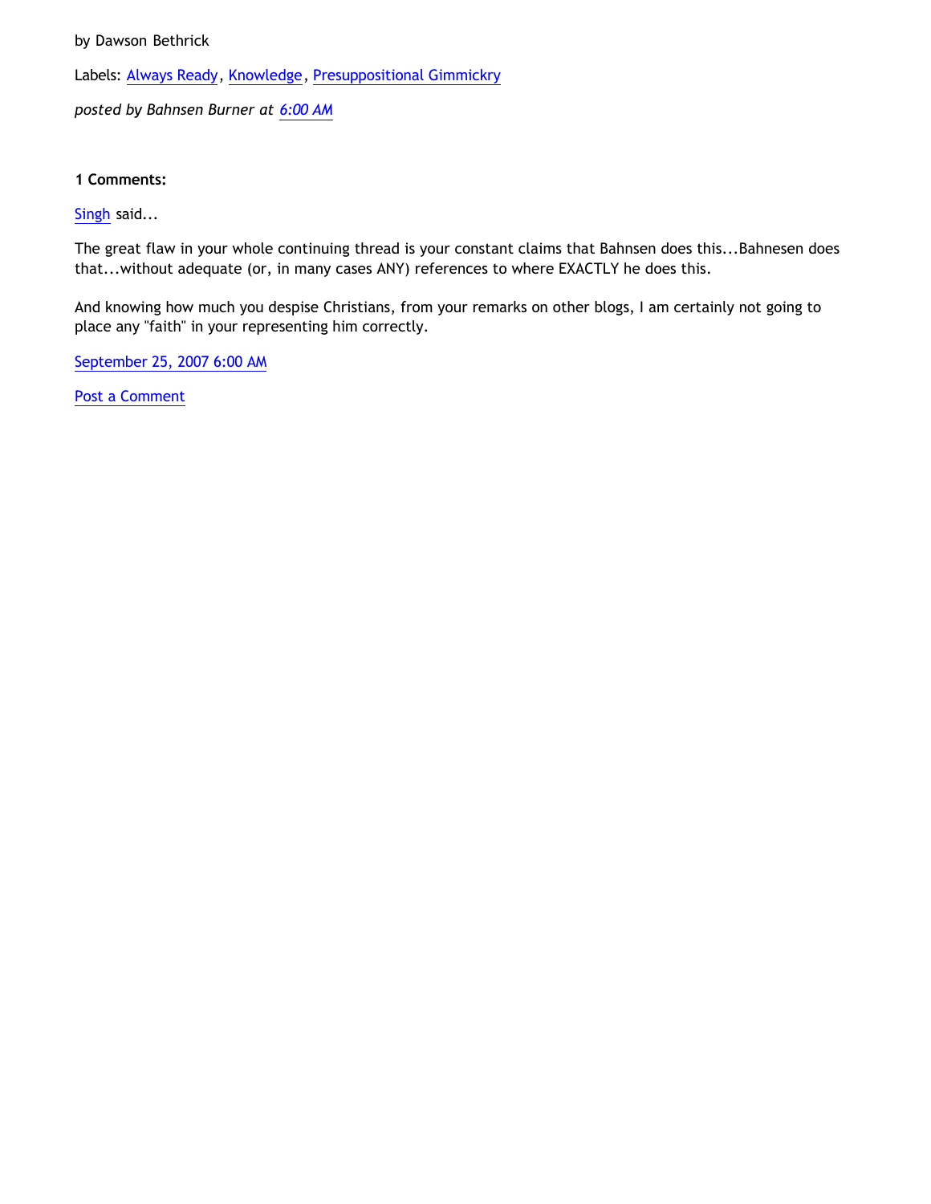by Dawson Bethrick

Labels: Always Ready, Knowledge, Presuppositional Gimmickry

*posted by Bahnsen Burner at 6:00 AM*

**1 Comments:**

Singh said...

The great flaw in your whole continuing thread is your constant claims that Bahnsen does this...Bahnesen does that...without adequate (or, in many cases ANY) references to where EXACTLY he does this.

And knowing how much you despise Christians, from your remarks on other blogs, I am certainly not going to place any "faith" in your representing him correctly.

September 25, 2007 6:00 AM

Post a Comment